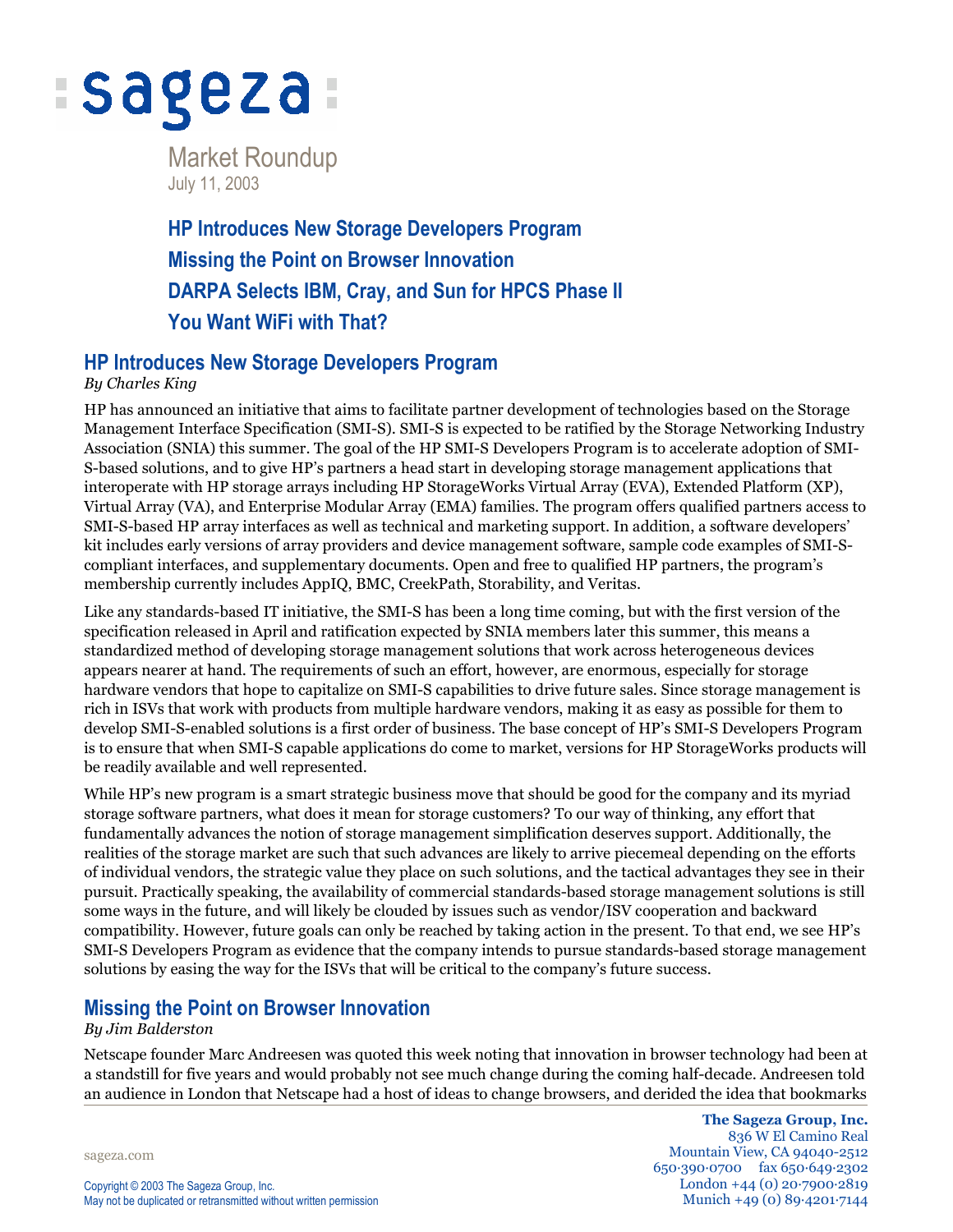# sageza

Market Roundup
July 11, 2003

**HP Introduces New Storage Developers Program**
**Missing the Point on Browser Innovation**
**DARPA Selects IBM, Cray, and Sun for HPCS Phase II**
**You Want WiFi with That?**

## HP Introduces New Storage Developers Program

*By Charles King*

HP has announced an initiative that aims to facilitate partner development of technologies based on the Storage Management Interface Specification (SMI-S). SMI-S is expected to be ratified by the Storage Networking Industry Association (SNIA) this summer. The goal of the HP SMI-S Developers Program is to accelerate adoption of SMI-S-based solutions, and to give HP's partners a head start in developing storage management applications that interoperate with HP storage arrays including HP StorageWorks Virtual Array (EVA), Extended Platform (XP), Virtual Array (VA), and Enterprise Modular Array (EMA) families. The program offers qualified partners access to SMI-S-based HP array interfaces as well as technical and marketing support. In addition, a software developers' kit includes early versions of array providers and device management software, sample code examples of SMI-S-compliant interfaces, and supplementary documents. Open and free to qualified HP partners, the program's membership currently includes AppIQ, BMC, CreekPath, Storability, and Veritas.

Like any standards-based IT initiative, the SMI-S has been a long time coming, but with the first version of the specification released in April and ratification expected by SNIA members later this summer, this means a standardized method of developing storage management solutions that work across heterogeneous devices appears nearer at hand. The requirements of such an effort, however, are enormous, especially for storage hardware vendors that hope to capitalize on SMI-S capabilities to drive future sales. Since storage management is rich in ISVs that work with products from multiple hardware vendors, making it as easy as possible for them to develop SMI-S-enabled solutions is a first order of business. The base concept of HP's SMI-S Developers Program is to ensure that when SMI-S capable applications do come to market, versions for HP StorageWorks products will be readily available and well represented.

While HP's new program is a smart strategic business move that should be good for the company and its myriad storage software partners, what does it mean for storage customers? To our way of thinking, any effort that fundamentally advances the notion of storage management simplification deserves support. Additionally, the realities of the storage market are such that such advances are likely to arrive piecemeal depending on the efforts of individual vendors, the strategic value they place on such solutions, and the tactical advantages they see in their pursuit. Practically speaking, the availability of commercial standards-based storage management solutions is still some ways in the future, and will likely be clouded by issues such as vendor/ISV cooperation and backward compatibility. However, future goals can only be reached by taking action in the present. To that end, we see HP's SMI-S Developers Program as evidence that the company intends to pursue standards-based storage management solutions by easing the way for the ISVs that will be critical to the company's future success.

## Missing the Point on Browser Innovation

*By Jim Balderston*

Netscape founder Marc Andreesen was quoted this week noting that innovation in browser technology had been at a standstill for five years and would probably not see much change during the coming half-decade. Andreesen told an audience in London that Netscape had a host of ideas to change browsers, and derided the idea that bookmarks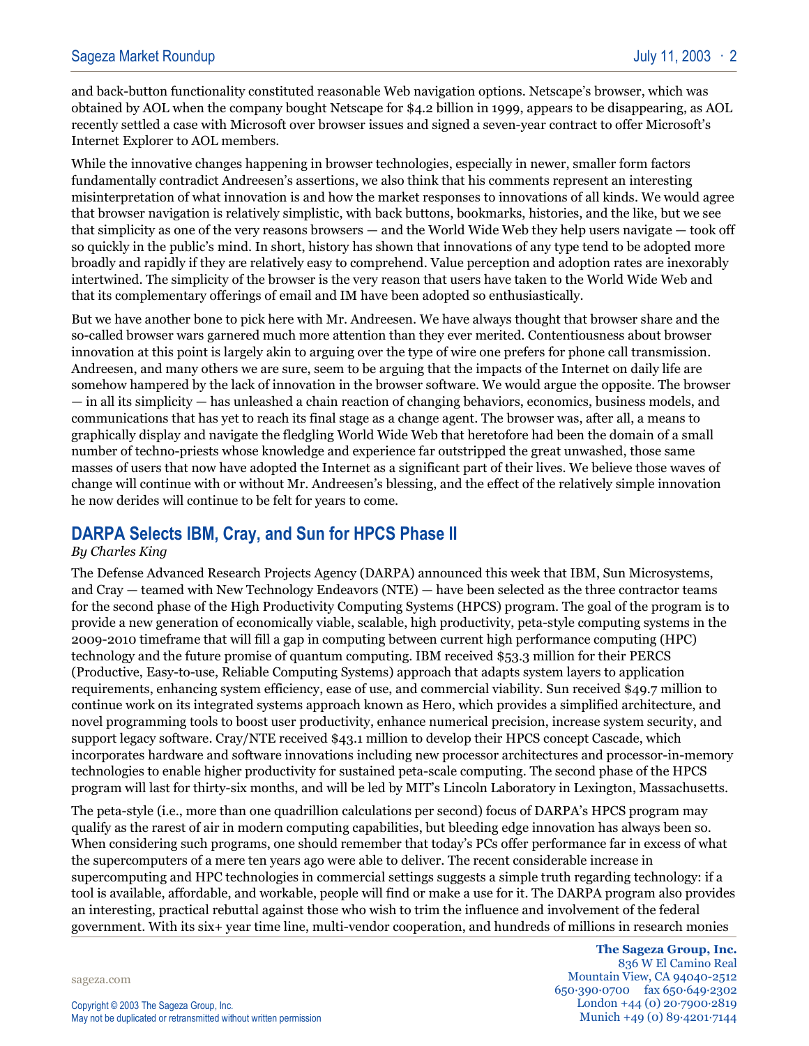and back-button functionality constituted reasonable Web navigation options. Netscape's browser, which was obtained by AOL when the company bought Netscape for $4.2 billion in 1999, appears to be disappearing, as AOL recently settled a case with Microsoft over browser issues and signed a seven-year contract to offer Microsoft's Internet Explorer to AOL members.

While the innovative changes happening in browser technologies, especially in newer, smaller form factors fundamentally contradict Andreesen's assertions, we also think that his comments represent an interesting misinterpretation of what innovation is and how the market responses to innovations of all kinds. We would agree that browser navigation is relatively simplistic, with back buttons, bookmarks, histories, and the like, but we see that simplicity as one of the very reasons browsers — and the World Wide Web they help users navigate — took off so quickly in the public's mind. In short, history has shown that innovations of any type tend to be adopted more broadly and rapidly if they are relatively easy to comprehend. Value perception and adoption rates are inexorably intertwined. The simplicity of the browser is the very reason that users have taken to the World Wide Web and that its complementary offerings of email and IM have been adopted so enthusiastically.

But we have another bone to pick here with Mr. Andreesen. We have always thought that browser share and the so-called browser wars garnered much more attention than they ever merited. Contentiousness about browser innovation at this point is largely akin to arguing over the type of wire one prefers for phone call transmission. Andreesen, and many others we are sure, seem to be arguing that the impacts of the Internet on daily life are somehow hampered by the lack of innovation in the browser software. We would argue the opposite. The browser — in all its simplicity — has unleashed a chain reaction of changing behaviors, economics, business models, and communications that has yet to reach its final stage as a change agent. The browser was, after all, a means to graphically display and navigate the fledgling World Wide Web that heretofore had been the domain of a small number of techno-priests whose knowledge and experience far outstripped the great unwashed, those same masses of users that now have adopted the Internet as a significant part of their lives. We believe those waves of change will continue with or without Mr. Andreesen's blessing, and the effect of the relatively simple innovation he now derides will continue to be felt for years to come.

## DARPA Selects IBM, Cray, and Sun for HPCS Phase II

*By Charles King*

The Defense Advanced Research Projects Agency (DARPA) announced this week that IBM, Sun Microsystems, and Cray — teamed with New Technology Endeavors (NTE) — have been selected as the three contractor teams for the second phase of the High Productivity Computing Systems (HPCS) program. The goal of the program is to provide a new generation of economically viable, scalable, high productivity, peta-style computing systems in the 2009-2010 timeframe that will fill a gap in computing between current high performance computing (HPC) technology and the future promise of quantum computing. IBM received $53.3 million for their PERCS (Productive, Easy-to-use, Reliable Computing Systems) approach that adapts system layers to application requirements, enhancing system efficiency, ease of use, and commercial viability. Sun received $49.7 million to continue work on its integrated systems approach known as Hero, which provides a simplified architecture, and novel programming tools to boost user productivity, enhance numerical precision, increase system security, and support legacy software. Cray/NTE received $43.1 million to develop their HPCS concept Cascade, which incorporates hardware and software innovations including new processor architectures and processor-in-memory technologies to enable higher productivity for sustained peta-scale computing. The second phase of the HPCS program will last for thirty-six months, and will be led by MIT's Lincoln Laboratory in Lexington, Massachusetts.

The peta-style (i.e., more than one quadrillion calculations per second) focus of DARPA's HPCS program may qualify as the rarest of air in modern computing capabilities, but bleeding edge innovation has always been so. When considering such programs, one should remember that today's PCs offer performance far in excess of what the supercomputers of a mere ten years ago were able to deliver. The recent considerable increase in supercomputing and HPC technologies in commercial settings suggests a simple truth regarding technology: if a tool is available, affordable, and workable, people will find or make a use for it. The DARPA program also provides an interesting, practical rebuttal against those who wish to trim the influence and involvement of the federal government. With its six+ year time line, multi-vendor cooperation, and hundreds of millions in research monies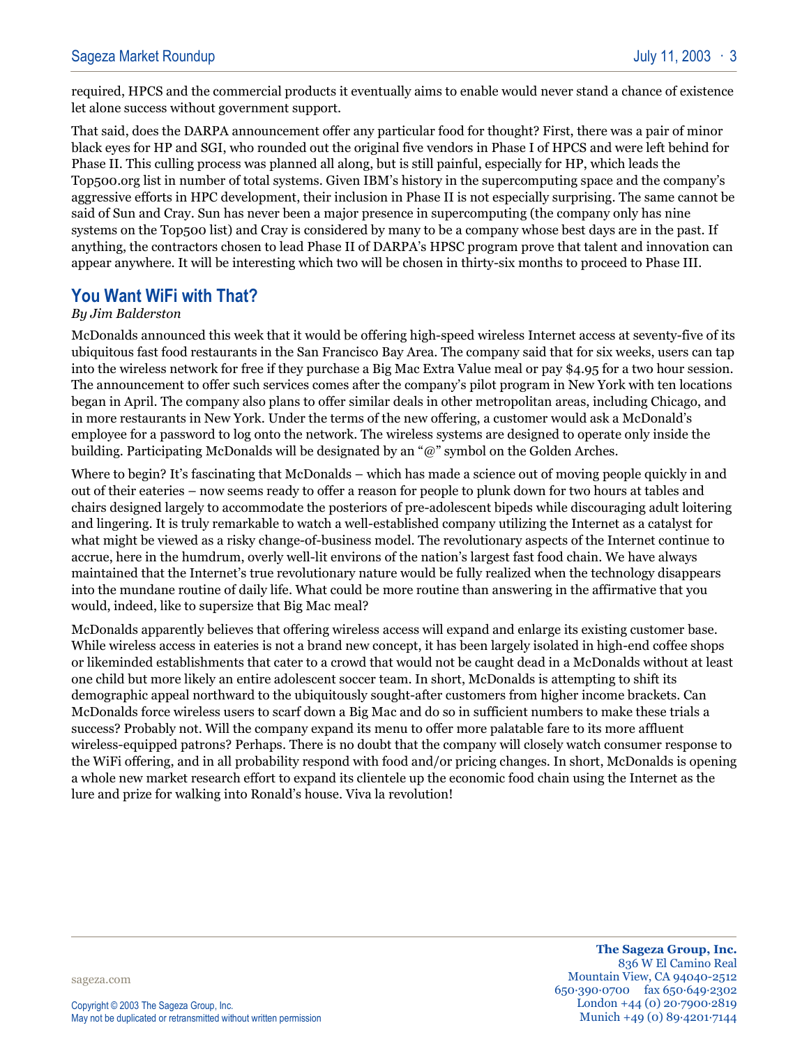required, HPCS and the commercial products it eventually aims to enable would never stand a chance of existence let alone success without government support.

That said, does the DARPA announcement offer any particular food for thought? First, there was a pair of minor black eyes for HP and SGI, who rounded out the original five vendors in Phase I of HPCS and were left behind for Phase II. This culling process was planned all along, but is still painful, especially for HP, which leads the Top500.org list in number of total systems. Given IBM's history in the supercomputing space and the company's aggressive efforts in HPC development, their inclusion in Phase II is not especially surprising. The same cannot be said of Sun and Cray. Sun has never been a major presence in supercomputing (the company only has nine systems on the Top500 list) and Cray is considered by many to be a company whose best days are in the past. If anything, the contractors chosen to lead Phase II of DARPA's HPSC program prove that talent and innovation can appear anywhere. It will be interesting which two will be chosen in thirty-six months to proceed to Phase III.

## You Want WiFi with That?

*By Jim Balderston*

McDonalds announced this week that it would be offering high-speed wireless Internet access at seventy-five of its ubiquitous fast food restaurants in the San Francisco Bay Area. The company said that for six weeks, users can tap into the wireless network for free if they purchase a Big Mac Extra Value meal or pay $4.95 for a two hour session. The announcement to offer such services comes after the company's pilot program in New York with ten locations began in April. The company also plans to offer similar deals in other metropolitan areas, including Chicago, and in more restaurants in New York. Under the terms of the new offering, a customer would ask a McDonald's employee for a password to log onto the network. The wireless systems are designed to operate only inside the building. Participating McDonalds will be designated by an "@" symbol on the Golden Arches.

Where to begin? It's fascinating that McDonalds – which has made a science out of moving people quickly in and out of their eateries – now seems ready to offer a reason for people to plunk down for two hours at tables and chairs designed largely to accommodate the posteriors of pre-adolescent bipeds while discouraging adult loitering and lingering. It is truly remarkable to watch a well-established company utilizing the Internet as a catalyst for what might be viewed as a risky change-of-business model. The revolutionary aspects of the Internet continue to accrue, here in the humdrum, overly well-lit environs of the nation's largest fast food chain. We have always maintained that the Internet's true revolutionary nature would be fully realized when the technology disappears into the mundane routine of daily life. What could be more routine than answering in the affirmative that you would, indeed, like to supersize that Big Mac meal?

McDonalds apparently believes that offering wireless access will expand and enlarge its existing customer base. While wireless access in eateries is not a brand new concept, it has been largely isolated in high-end coffee shops or likeminded establishments that cater to a crowd that would not be caught dead in a McDonalds without at least one child but more likely an entire adolescent soccer team. In short, McDonalds is attempting to shift its demographic appeal northward to the ubiquitously sought-after customers from higher income brackets. Can McDonalds force wireless users to scarf down a Big Mac and do so in sufficient numbers to make these trials a success? Probably not. Will the company expand its menu to offer more palatable fare to its more affluent wireless-equipped patrons? Perhaps. There is no doubt that the company will closely watch consumer response to the WiFi offering, and in all probability respond with food and/or pricing changes. In short, McDonalds is opening a whole new market research effort to expand its clientele up the economic food chain using the Internet as the lure and prize for walking into Ronald's house. Viva la revolution!

**The Sageza Group, Inc.**
836 W El Camino Real
Mountain View, CA 94040-2512
650·390·0700 fax 650·649·2302
London +44 (0) 20·7900·2819
Munich +49 (0) 89·4201·7144

sageza.com

Copyright © 2003 The Sageza Group, Inc.
May not be duplicated or retransmitted without written permission